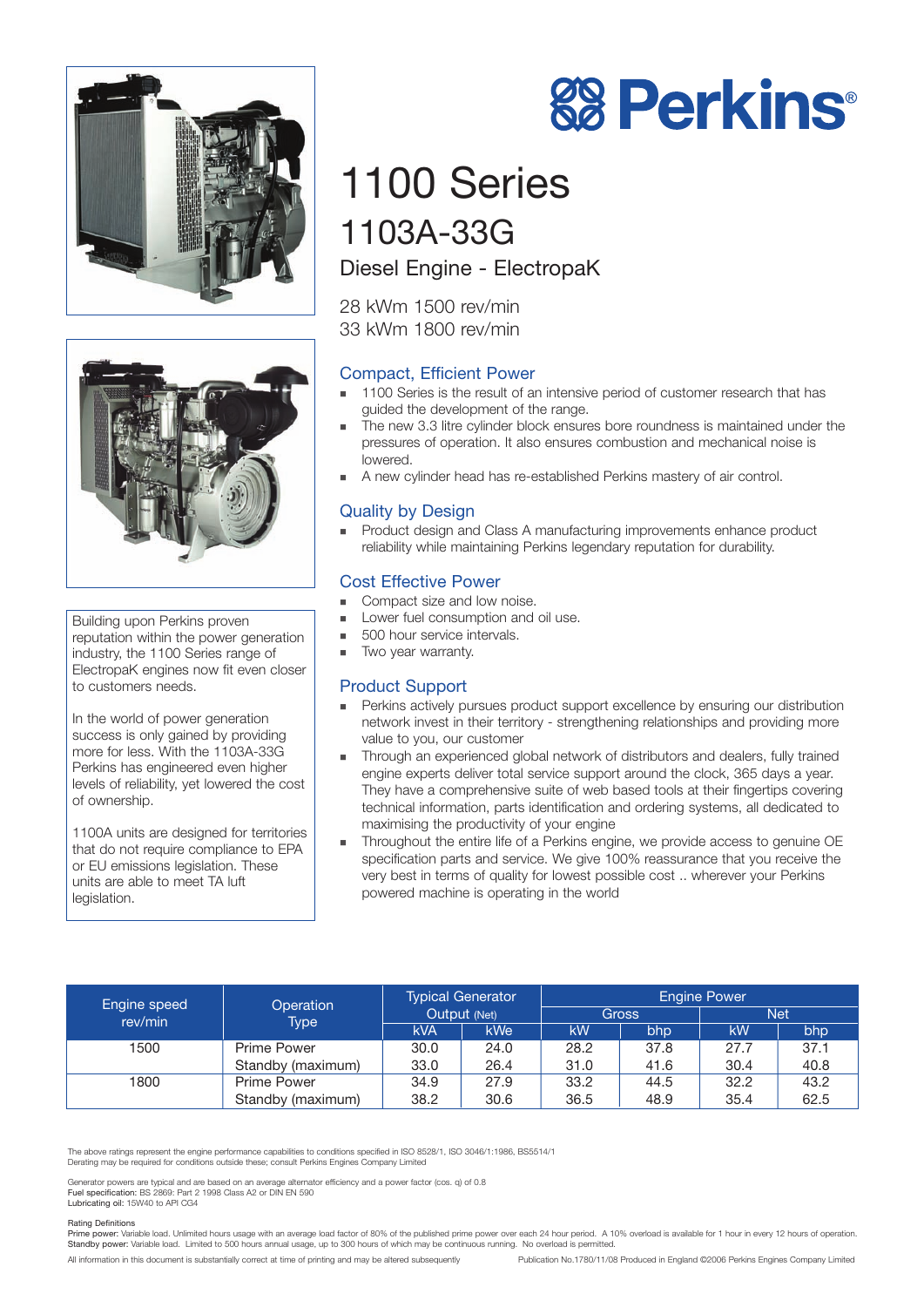# Perkins®

# 1100 Series

## 1103A-33G

### Diesel Engine - ElectropaK

28 kWm 1500 rev/min
33 kWm 1800 rev/min

Building upon Perkins proven reputation within the power generation industry, the 1100 Series range of ElectropaK engines now fit even closer to customers needs.

In the world of power generation success is only gained by providing more for less. With the 1103A-33G Perkins has engineered even higher levels of reliability, yet lowered the cost of ownership.

1100A units are designed for territories that do not require compliance to EPA or EU emissions legislation. These units are able to meet TA luft legislation.

### Compact, Efficient Power

- 1100 Series is the result of an intensive period of customer research that has guided the development of the range.
- The new 3.3 litre cylinder block ensures bore roundness is maintained under the pressures of operation. It also ensures combustion and mechanical noise is lowered.
- A new cylinder head has re-established Perkins mastery of air control.

### Quality by Design

- Product design and Class A manufacturing improvements enhance product reliability while maintaining Perkins legendary reputation for durability.

### Cost Effective Power

- Compact size and low noise.
- Lower fuel consumption and oil use.
- 500 hour service intervals.
- Two year warranty.

### Product Support

- Perkins actively pursues product support excellence by ensuring our distribution network invest in their territory - strengthening relationships and providing more value to you, our customer
- Through an experienced global network of distributors and dealers, fully trained engine experts deliver total service support around the clock, 365 days a year. They have a comprehensive suite of web based tools at their fingertips covering technical information, parts identification and ordering systems, all dedicated to maximising the productivity of your engine
- Throughout the entire life of a Perkins engine, we provide access to genuine OE specification parts and service. We give 100% reassurance that you receive the very best in terms of quality for lowest possible cost .. wherever your Perkins powered machine is operating in the world

| Engine speed rev/min | Operation Type | Typical Generator Output (Net) | | Engine Power | | | |
|---|---|---|---|---|---|---|---|
| | | | | Gross | | Net | |
| | | kVA | kWe | kW | bhp | kW | bhp |
| 1500 | Prime Power | 30.0 | 24.0 | 28.2 | 37.8 | 27.7 | 37.1 |
| | Standby (maximum) | 33.0 | 26.4 | 31.0 | 41.6 | 30.4 | 40.8 |
| 1800 | Prime Power | 34.9 | 27.9 | 33.2 | 44.5 | 32.2 | 43.2 |
| | Standby (maximum) | 38.2 | 30.6 | 36.5 | 48.9 | 35.4 | 62.5 |

The above ratings represent the engine performance capabilities to conditions specified in ISO 8528/1, ISO 3046/1:1986, BS5514/1
Derating may be required for conditions outside these; consult Perkins Engines Company Limited

Generator powers are typical and are based on an average alternator efficiency and a power factor (cos. q) of 0.8
**Fuel specification:** BS 2869: Part 2 1998 Class A2 or DIN EN 590
**Lubricating oil:** 15W40 to API CG4

Rating Definitions
**Prime power:** Variable load. Unlimited hours usage with an average load factor of 80% of the published prime power over each 24 hour period. A 10% overload is available for 1 hour in every 12 hours of operation.
**Standby power:** Variable load. Limited to 500 hours annual usage, up to 300 hours of which may be continuous running. No overload is permitted.

All information in this document is substantially correct at time of printing and may be altered subsequently

Publication No.1780/11/08 Produced in England ©2006 Perkins Engines Company Limited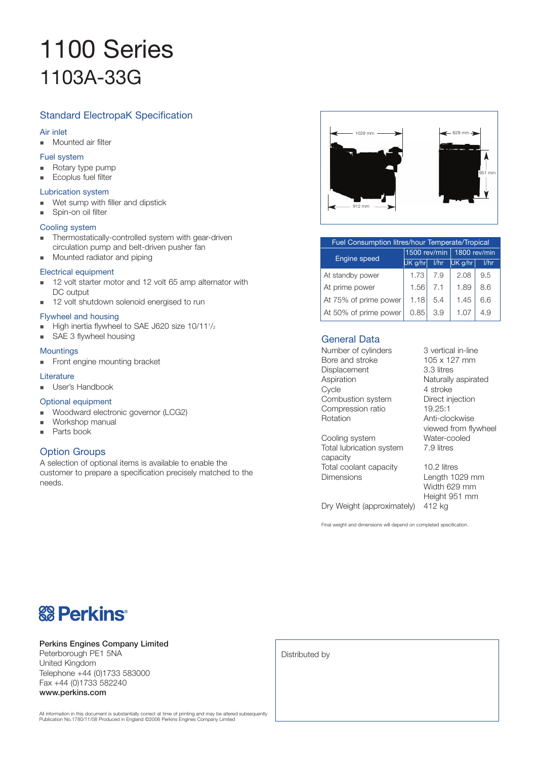# 1100 Series

## 1103A-33G

### Standard ElectropaK Specification

**Air inlet**

- Mounted air filter

**Fuel system**

- Rotary type pump
- Ecoplus fuel filter

**Lubrication system**

- Wet sump with filler and dipstick
- Spin-on oil filter

**Cooling system**

- Thermostatically-controlled system with gear-driven circulation pump and belt-driven pusher fan
- Mounted radiator and piping

**Electrical equipment**

- 12 volt starter motor and 12 volt 65 amp alternator with DC output
- 12 volt shutdown solenoid energised to run

**Flywheel and housing**

- High inertia flywheel to SAE J620 size 10/11½
- SAE 3 flywheel housing

**Mountings**

- Front engine mounting bracket

**Literature**

- User's Handbook

**Optional equipment**

- Woodward electronic governor (LCG2)
- Workshop manual
- Parts book

### Option Groups

A selection of optional items is available to enable the customer to prepare a specification precisely matched to the needs.

1029 mm
629 mm
951 mm
912 mm

| Fuel Consumption litres/hour Temperate/Tropical | | | | |
|---|---|---|---|---|
| Engine speed | 1500 rev/min | | 1800 rev/min | |
| | UK g/hr | l/hr | UK g/hr | l/hr |
| At standby power | 1.73 | 7.9 | 2.08 | 9.5 |
| At prime power | 1.56 | 7.1 | 1.89 | 8.6 |
| At 75% of prime power | 1.18 | 5.4 | 1.45 | 6.6 |
| At 50% of prime power | 0.85 | 3.9 | 1.07 | 4.9 |

### General Data

| | |
|---|---|
| Number of cylinders | 3 vertical in-line |
| Bore and stroke | 105 x 127 mm |
| Displacement | 3.3 litres |
| Aspiration | Naturally aspirated |
| Cycle | 4 stroke |
| Combustion system | Direct injection |
| Compression ratio | 19.25:1 |
| Rotation | Anti-clockwise viewed from flywheel |
| Cooling system | Water-cooled |
| Total lubrication system capacity | 7.9 litres |
| Total coolant capacity | 10.2 litres |
| Dimensions | Length 1029 mm<br>Width 629 mm<br>Height 951 mm |
| Dry Weight (approximately) | 412 kg |

Final weight and dimensions will depend on completed specification.

**Perkins**

**Perkins Engines Company Limited**
Peterborough PE1 5NA
United Kingdom
Telephone +44 (0)1733 583000
Fax +44 (0)1733 582240
**www.perkins.com**

Distributed by

All information in this document is substantially correct at time of printing and may be altered subsequently
Publication No.1780/11/08 Produced in England ©2006 Perkins Engines Company Limited